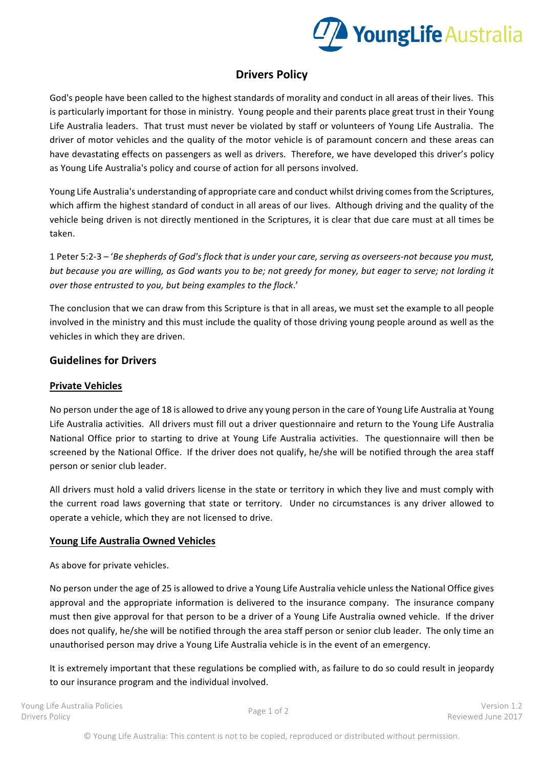# Drivers Policy

God's people have been called to the highest standards of morality and conduct in all areas of their lives. This is particularly important for those in ministry. Young people and their parents place great trust in their Young Life Australia leaders. That trust must never be violated by staff or volunteers of Young Life Australia. The driver of motor vehicles and the quality of the motor vehicle is of paramount concern and these areas can have devastating effects on passengers as well as drivers. Therefore, we have developed this driver's policy as Young Life Australia's policy and course of action for all persons involved.

Young Life Australia's understanding of appropriate care and conduct whilst driving comes from the Scriptures, which affirm the highest standard of conduct in all areas of our lives. Although driving and the quality of the vehicle being driven is not directly mentioned in the Scriptures, it is clear that due care must at all times be taken.

1 Peter 5:2-3 – '*Be shepherds of God's flock that is under your care, serving as overseers-not because you must, but because you are willing, as God wants you to be; not greedy for money, but eager to serve; not lording it over those entrusted to you, but being examples to the flock*.'

The conclusion that we can draw from this Scripture is that in all areas, we must set the example to all people involved in the ministry and this must include the quality of those driving young people around as well as the vehicles in which they are driven.

## Guidelines for Drivers

### Private Vehicles

No person under the age of 18 is allowed to drive any young person in the care of Young Life Australia at Young Life Australia activities. All drivers must fill out a driver questionnaire and return to the Young Life Australia National Office prior to starting to drive at Young Life Australia activities. The questionnaire will then be screened by the National Office. If the driver does not qualify, he/she will be notified through the area staff person or senior club leader.

All drivers must hold a valid drivers license in the state or territory in which they live and must comply with the current road laws governing that state or territory. Under no circumstances is any driver allowed to operate a vehicle, which they are not licensed to drive.

### Young Life Australia Owned Vehicles

As above for private vehicles.

No person under the age of 25 is allowed to drive a Young Life Australia vehicle unless the National Office gives approval and the appropriate information is delivered to the insurance company. The insurance company must then give approval for that person to be a driver of a Young Life Australia owned vehicle. If the driver does not qualify, he/she will be notified through the area staff person or senior club leader. The only time an unauthorised person may drive a Young Life Australia vehicle is in the event of an emergency.

It is extremely important that these regulations be complied with, as failure to do so could result in jeopardy to our insurance program and the individual involved.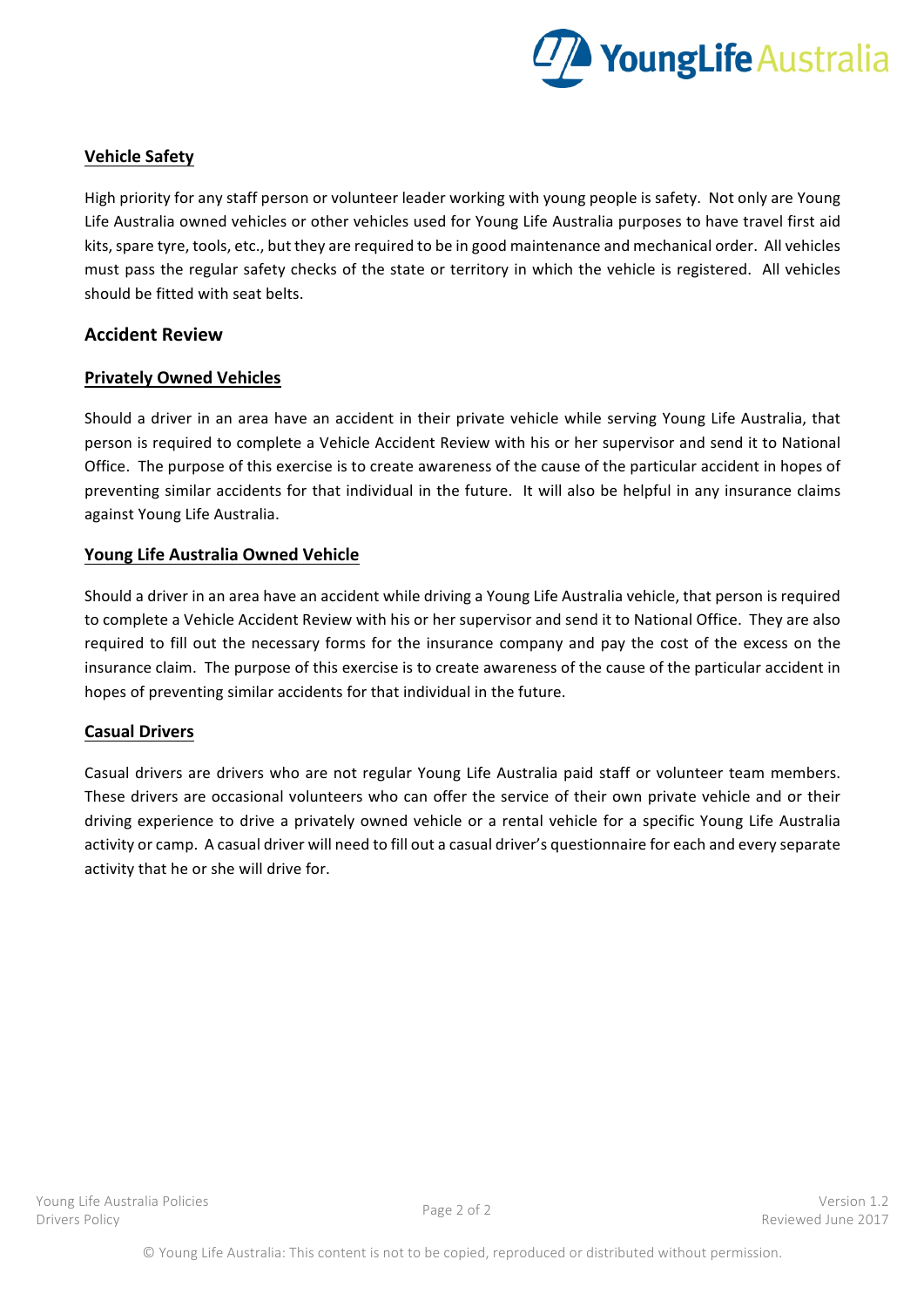## Vehicle Safety

High priority for any staff person or volunteer leader working with young people is safety. Not only are Young Life Australia owned vehicles or other vehicles used for Young Life Australia purposes to have travel first aid kits, spare tyre, tools, etc., but they are required to be in good maintenance and mechanical order. All vehicles must pass the regular safety checks of the state or territory in which the vehicle is registered. All vehicles should be fitted with seat belts.

## Accident Review

### Privately Owned Vehicles

Should a driver in an area have an accident in their private vehicle while serving Young Life Australia, that person is required to complete a Vehicle Accident Review with his or her supervisor and send it to National Office. The purpose of this exercise is to create awareness of the cause of the particular accident in hopes of preventing similar accidents for that individual in the future. It will also be helpful in any insurance claims against Young Life Australia.

### Young Life Australia Owned Vehicle

Should a driver in an area have an accident while driving a Young Life Australia vehicle, that person is required to complete a Vehicle Accident Review with his or her supervisor and send it to National Office. They are also required to fill out the necessary forms for the insurance company and pay the cost of the excess on the insurance claim. The purpose of this exercise is to create awareness of the cause of the particular accident in hopes of preventing similar accidents for that individual in the future.

### Casual Drivers

Casual drivers are drivers who are not regular Young Life Australia paid staff or volunteer team members. These drivers are occasional volunteers who can offer the service of their own private vehicle and or their driving experience to drive a privately owned vehicle or a rental vehicle for a specific Young Life Australia activity or camp. A casual driver will need to fill out a casual driver's questionnaire for each and every separate activity that he or she will drive for.